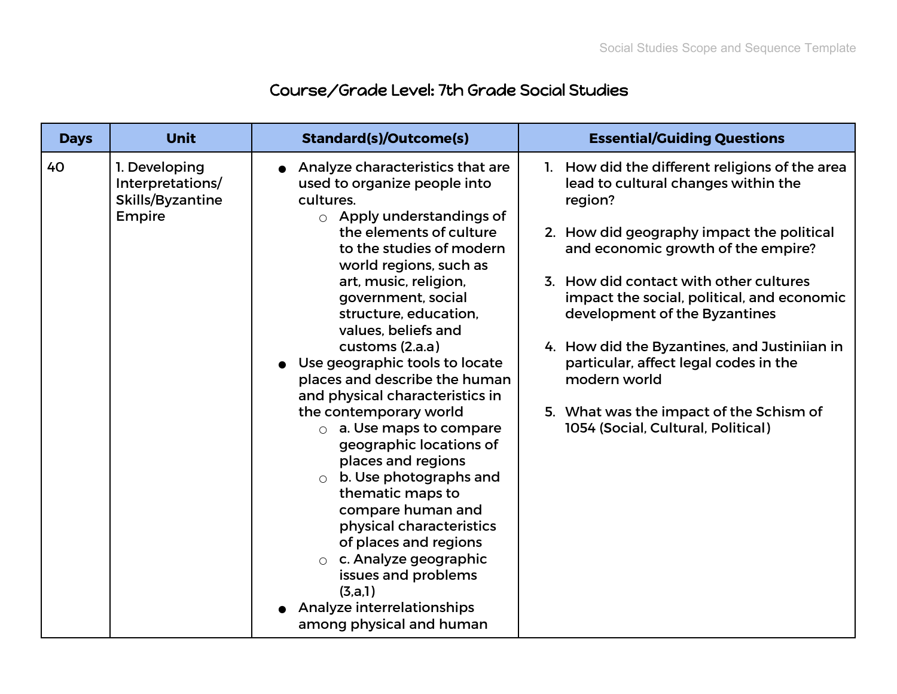# Course/Grade Level: 7th Grade Social Studies

| Days | Unit | Standard(s)/Outcome(s) | Essential/Guiding Questions |
|---|---|---|---|
| 40 | 1. Developing Interpretations/ Skills/Byzantine Empire | • Analyze characteristics that are used to organize people into cultures.<br>  ○ Apply understandings of the elements of culture to the studies of modern world regions, such as art, music, religion, government, social structure, education, values, beliefs and customs (2.a.a)<br>• Use geographic tools to locate places and describe the human and physical characteristics in the contemporary world<br>  ○ a. Use maps to compare geographic locations of places and regions<br>  ○ b. Use photographs and thematic maps to compare human and physical characteristics of places and regions<br>  ○ c. Analyze geographic issues and problems (3,a,1)<br>• Analyze interrelationships among physical and human | 1. How did the different religions of the area lead to cultural changes within the region?<br><br>2. How did geography impact the political and economic growth of the empire?<br><br>3. How did contact with other cultures impact the social, political, and economic development of the Byzantines<br><br>4. How did the Byzantines, and Justiniian in particular, affect legal codes in the modern world<br><br>5. What was the impact of the Schism of 1054 (Social, Cultural, Political) |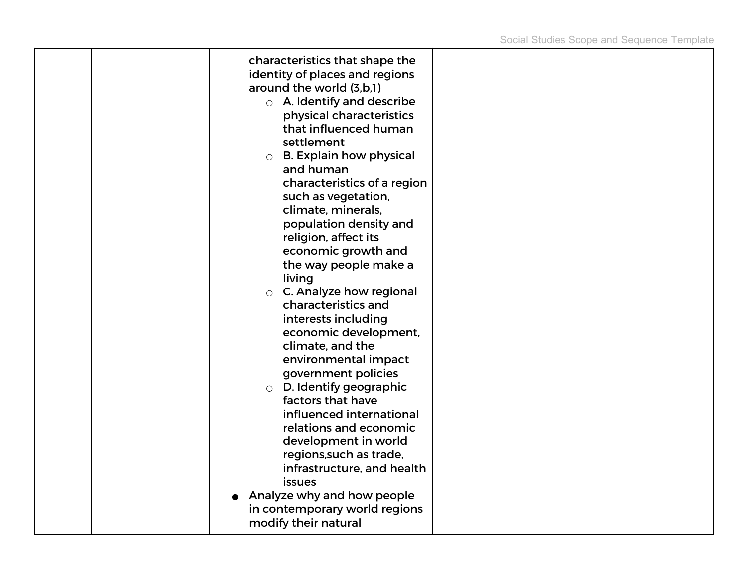| | | characteristics that shape the identity of places and regions around the world (3,b,1)<br>◦ A. Identify and describe physical characteristics that influenced human settlement<br>◦ B. Explain how physical and human characteristics of a region such as vegetation, climate, minerals, population density and religion, affect its economic growth and the way people make a living<br>◦ C. Analyze how regional characteristics and interests including economic development, climate, and the environmental impact government policies<br>◦ D. Identify geographic factors that have influenced international relations and economic development in world regions,such as trade, infrastructure, and health issues<br>• Analyze why and how people in contemporary world regions modify their natural | |
|---|---|---|---|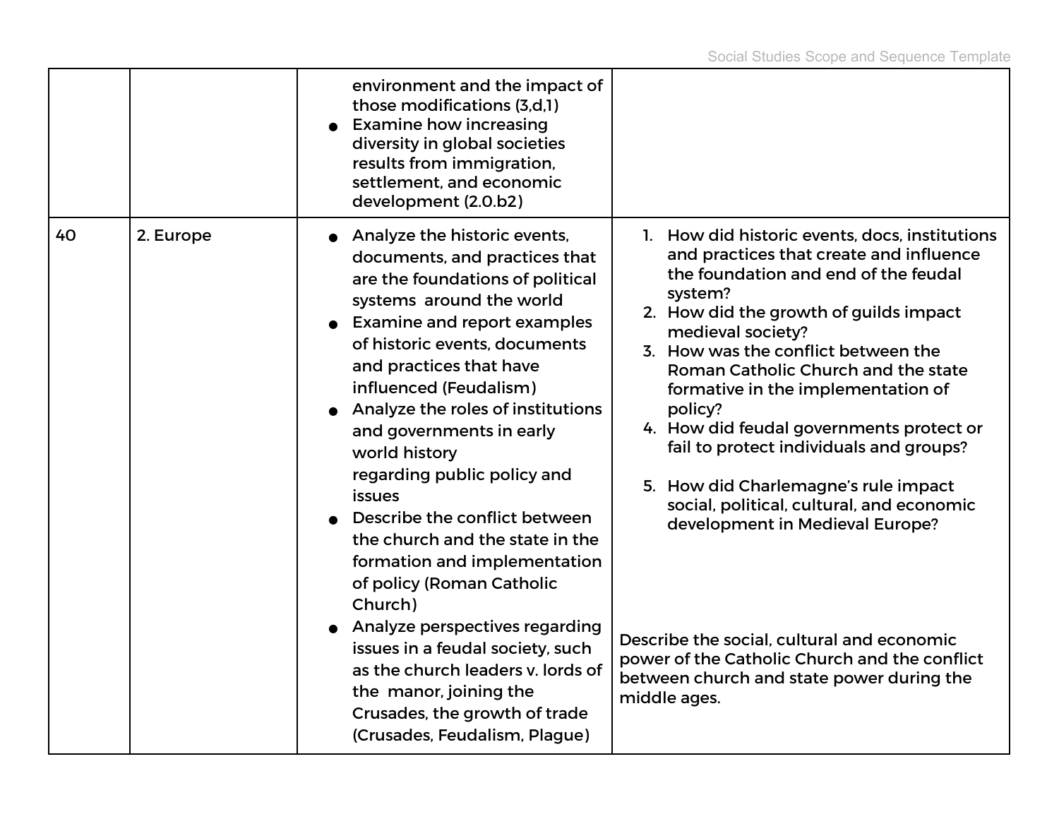| | | | |
|---|---|---|---|
| | | environment and the impact of those modifications (3,d,1)<br>● Examine how increasing diversity in global societies results from immigration, settlement, and economic development (2.0.b2) | |
| 40 | 2. Europe | ● Analyze the historic events, documents, and practices that are the foundations of political systems around the world<br>● Examine and report examples of historic events, documents and practices that have influenced (Feudalism)<br>● Analyze the roles of institutions and governments in early world history regarding public policy and issues<br>● Describe the conflict between the church and the state in the formation and implementation of policy (Roman Catholic Church)<br>● Analyze perspectives regarding issues in a feudal society, such as the church leaders v. lords of the manor, joining the Crusades, the growth of trade (Crusades, Feudalism, Plague) | 1. How did historic events, docs, institutions and practices that create and influence the foundation and end of the feudal system?<br>2. How did the growth of guilds impact medieval society?<br>3. How was the conflict between the Roman Catholic Church and the state formative in the implementation of policy?<br>4. How did feudal governments protect or fail to protect individuals and groups?<br>5. How did Charlemagne's rule impact social, political, cultural, and economic development in Medieval Europe?<br><br>Describe the social, cultural and economic power of the Catholic Church and the conflict between church and state power during the middle ages. |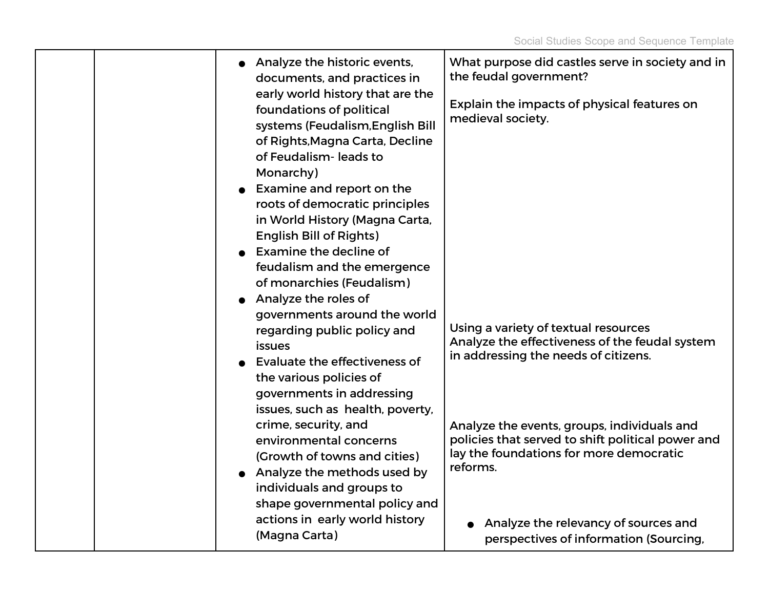|  |  |  |  |
|---|---|---|---|
|  |  | - Analyze the historic events, documents, and practices in early world history that are the foundations of political systems (Feudalism,English Bill of Rights,Magna Carta, Decline of Feudalism- leads to Monarchy)<br>- Examine and report on the roots of democratic principles in World History (Magna Carta, English Bill of Rights)<br>- Examine the decline of feudalism and the emergence of monarchies (Feudalism)<br>- Analyze the roles of governments around the world regarding public policy and issues<br>- Evaluate the effectiveness of the various policies of governments in addressing issues, such as health, poverty, crime, security, and environmental concerns (Growth of towns and cities)<br>- Analyze the methods used by individuals and groups to shape governmental policy and actions in early world history (Magna Carta) | What purpose did castles serve in society and in the feudal government?<br><br>Explain the impacts of physical features on medieval society.<br><br>Using a variety of textual resources<br>Analyze the effectiveness of the feudal system in addressing the needs of citizens.<br><br>Analyze the events, groups, individuals and policies that served to shift political power and lay the foundations for more democratic reforms.<br><br>- Analyze the relevancy of sources and perspectives of information (Sourcing, |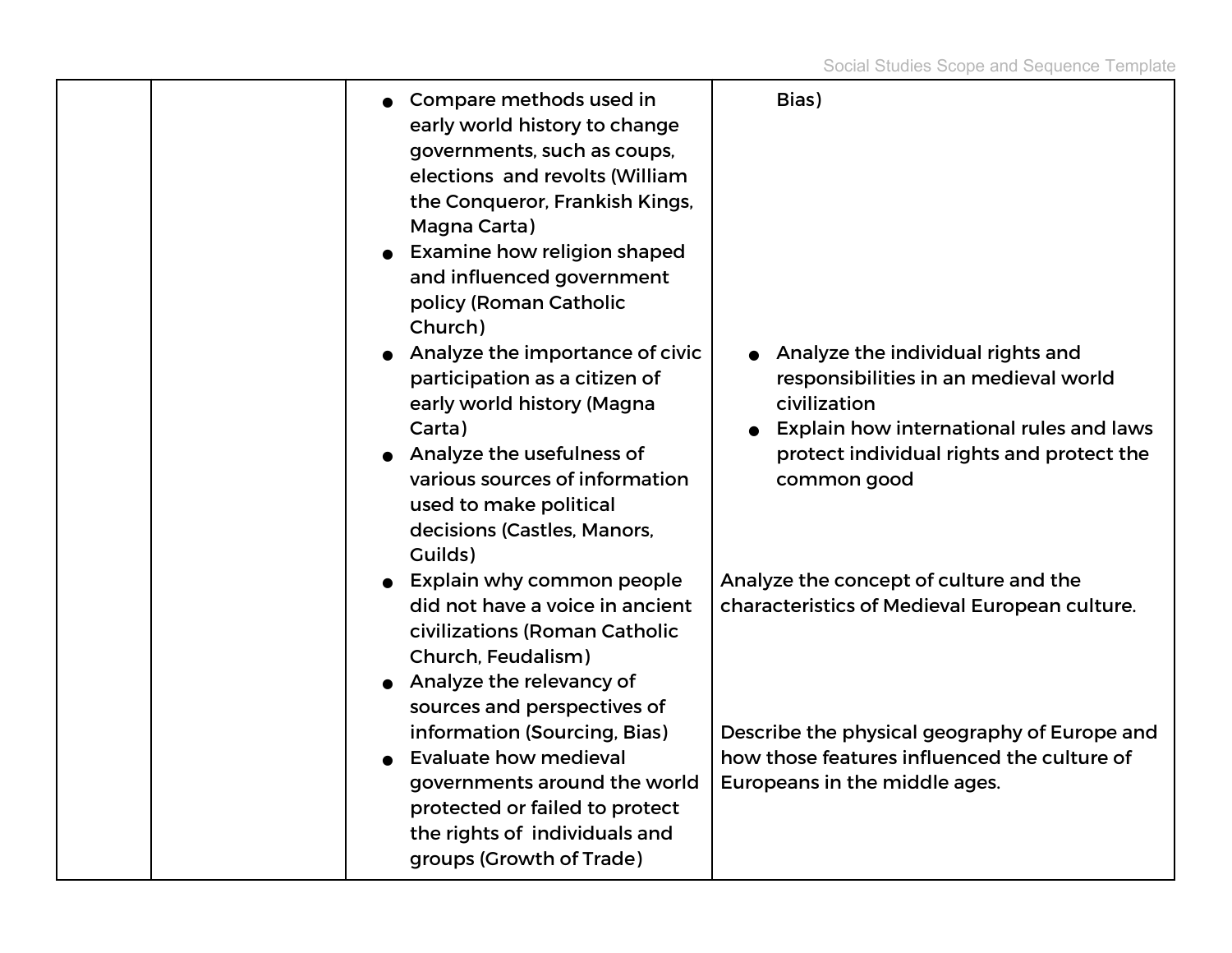| | | | |
|---|---|---|---|
| | | <ul><li>Compare methods used in early world history to change governments, such as coups, elections and revolts (William the Conqueror, Frankish Kings, Magna Carta)</li><li>Examine how religion shaped and influenced government policy (Roman Catholic Church)</li><li>Analyze the importance of civic participation as a citizen of early world history (Magna Carta)</li><li>Analyze the usefulness of various sources of information used to make political decisions (Castles, Manors, Guilds)</li><li>Explain why common people did not have a voice in ancient civilizations (Roman Catholic Church, Feudalism)</li><li>Analyze the relevancy of sources and perspectives of information (Sourcing, Bias)</li><li>Evaluate how medieval governments around the world protected or failed to protect the rights of individuals and groups (Growth of Trade)</li></ul> | Bias)<br><ul><li>Analyze the individual rights and responsibilities in an medieval world civilization</li><li>Explain how international rules and laws protect individual rights and protect the common good</li></ul>Analyze the concept of culture and the characteristics of Medieval European culture.<br><br>Describe the physical geography of Europe and how those features influenced the culture of Europeans in the middle ages. |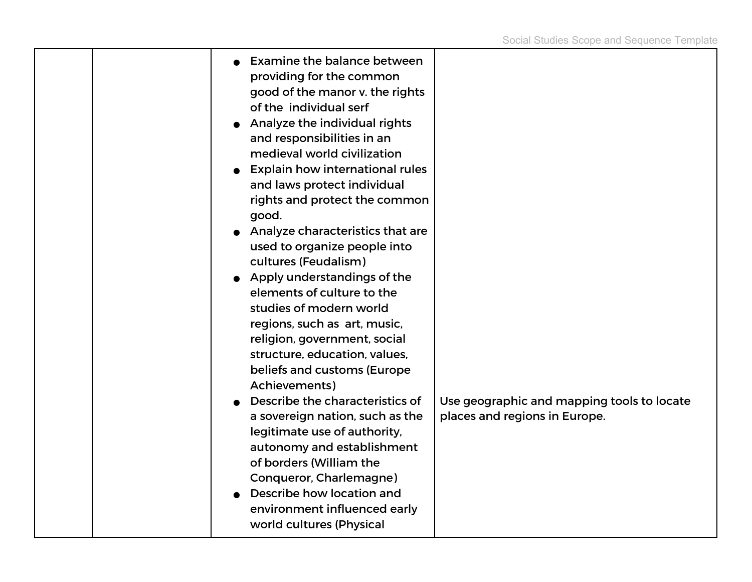| | | | |
|---|---|---|---|
| | | • Examine the balance between providing for the common good of the manor v. the rights of the individual serf<br>• Analyze the individual rights and responsibilities in an medieval world civilization<br>• Explain how international rules and laws protect individual rights and protect the common good.<br>• Analyze characteristics that are used to organize people into cultures (Feudalism)<br>• Apply understandings of the elements of culture to the studies of modern world regions, such as art, music, religion, government, social structure, education, values, beliefs and customs (Europe Achievements)<br>• Describe the characteristics of a sovereign nation, such as the legitimate use of authority, autonomy and establishment of borders (William the Conqueror, Charlemagne)<br>• Describe how location and environment influenced early world cultures (Physical | Use geographic and mapping tools to locate places and regions in Europe. |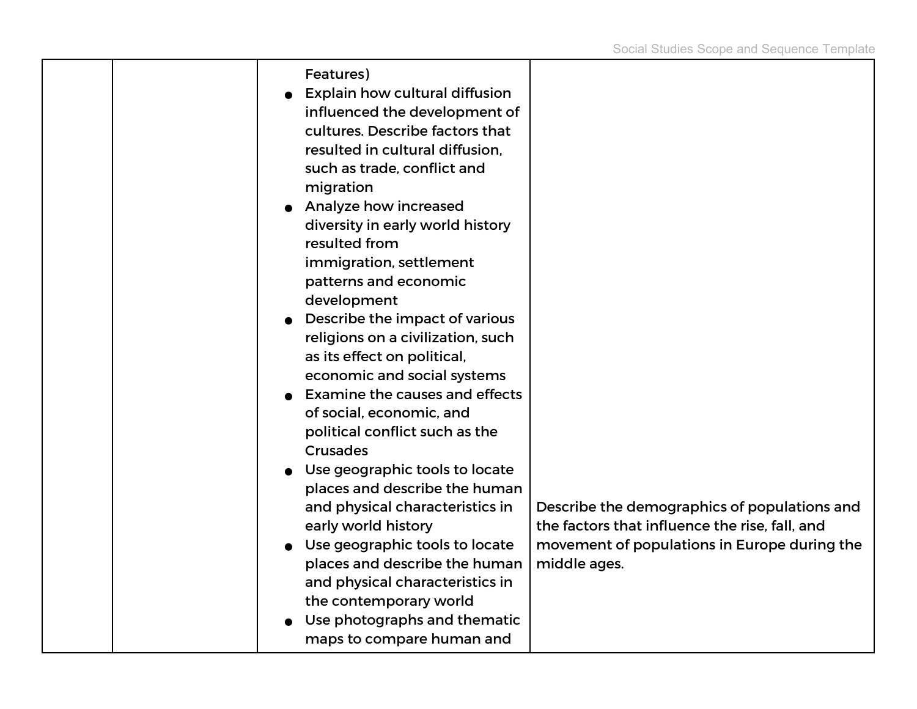| | | | |
|---|---|---|---|
| | | Features)<br>● Explain how cultural diffusion influenced the development of cultures. Describe factors that resulted in cultural diffusion, such as trade, conflict and migration<br>● Analyze how increased diversity in early world history resulted from immigration, settlement patterns and economic development<br>● Describe the impact of various religions on a civilization, such as its effect on political, economic and social systems<br>● Examine the causes and effects of social, economic, and political conflict such as the Crusades<br>● Use geographic tools to locate places and describe the human and physical characteristics in early world history<br>● Use geographic tools to locate places and describe the human and physical characteristics in the contemporary world<br>● Use photographs and thematic maps to compare human and | Describe the demographics of populations and the factors that influence the rise, fall, and movement of populations in Europe during the middle ages. |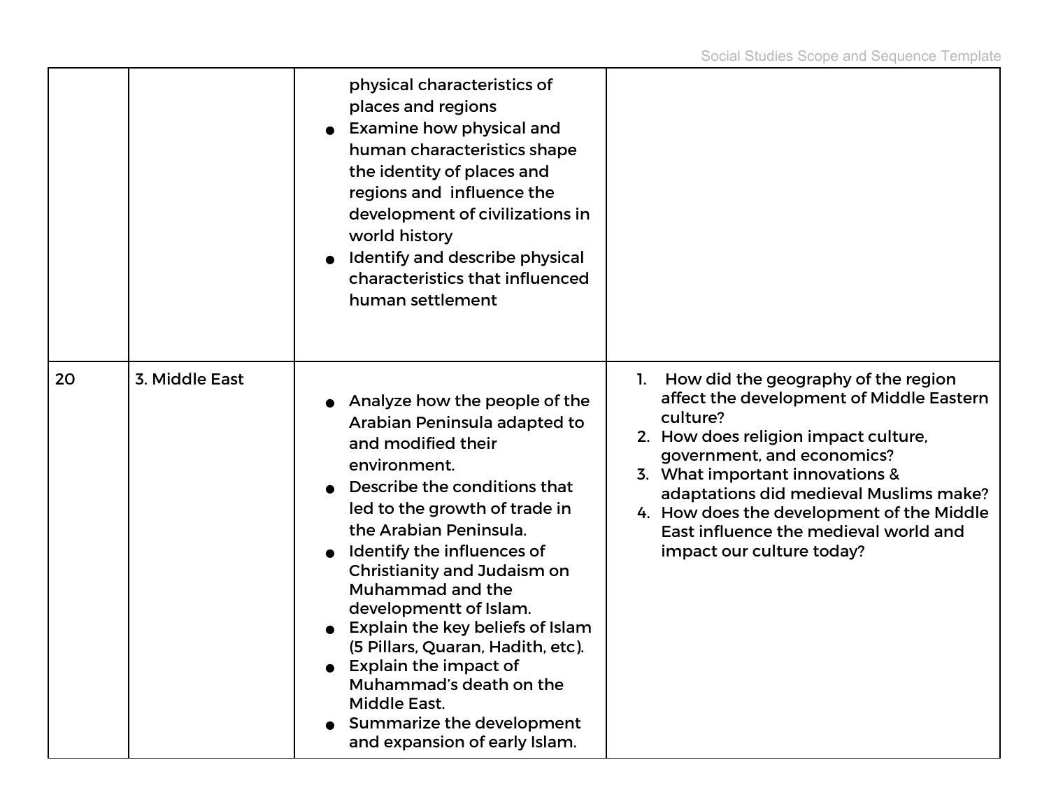| | | | |
|---|---|---|---|
| | | physical characteristics of places and regions<br>● Examine how physical and human characteristics shape the identity of places and regions and influence the development of civilizations in world history<br>● Identify and describe physical characteristics that influenced human settlement | |
| 20 | 3. Middle East | ● Analyze how the people of the Arabian Peninsula adapted to and modified their environment.<br>● Describe the conditions that led to the growth of trade in the Arabian Peninsula.<br>● Identify the influences of Christianity and Judaism on Muhammad and the developmentt of Islam.<br>● Explain the key beliefs of Islam (5 Pillars, Quaran, Hadith, etc).<br>● Explain the impact of Muhammad's death on the Middle East.<br>● Summarize the development and expansion of early Islam. | 1. How did the geography of the region affect the development of Middle Eastern culture?<br>2. How does religion impact culture, government, and economics?<br>3. What important innovations & adaptations did medieval Muslims make?<br>4. How does the development of the Middle East influence the medieval world and impact our culture today? |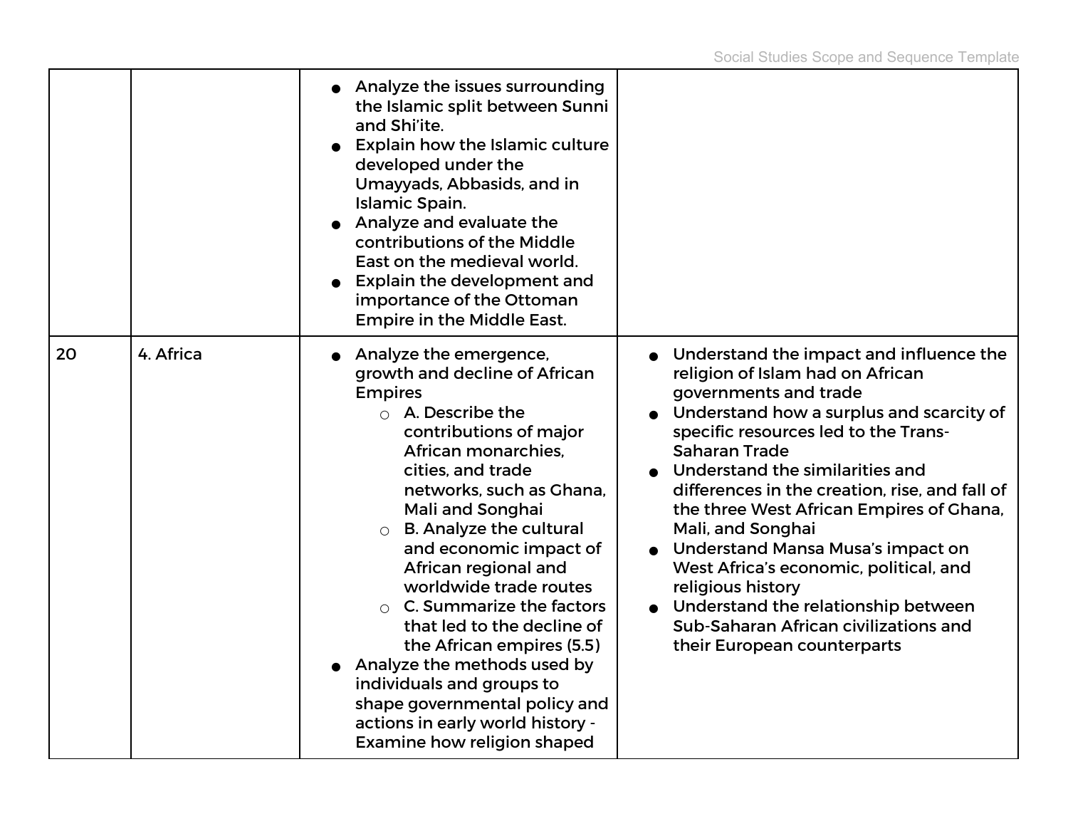| | | | |
|---|---|---|---|
| | | <ul><li>Analyze the issues surrounding the Islamic split between Sunni and Shi'ite.</li><li>Explain how the Islamic culture developed under the Umayyads, Abbasids, and in Islamic Spain.</li><li>Analyze and evaluate the contributions of the Middle East on the medieval world.</li><li>Explain the development and importance of the Ottoman Empire in the Middle East.</li></ul> | |
| 20 | 4. Africa | <ul><li>Analyze the emergence, growth and decline of African Empires<ul><li>A. Describe the contributions of major African monarchies, cities, and trade networks, such as Ghana, Mali and Songhai</li><li>B. Analyze the cultural and economic impact of African regional and worldwide trade routes</li><li>C. Summarize the factors that led to the decline of the African empires (5.5)</li></ul></li><li>Analyze the methods used by individuals and groups to shape governmental policy and actions in early world history - Examine how religion shaped</li></ul> | <ul><li>Understand the impact and influence the religion of Islam had on African governments and trade</li><li>Understand how a surplus and scarcity of specific resources led to the Trans-Saharan Trade</li><li>Understand the similarities and differences in the creation, rise, and fall of the three West African Empires of Ghana, Mali, and Songhai</li><li>Understand Mansa Musa's impact on West Africa's economic, political, and religious history</li><li>Understand the relationship between Sub-Saharan African civilizations and their European counterparts</li></ul> |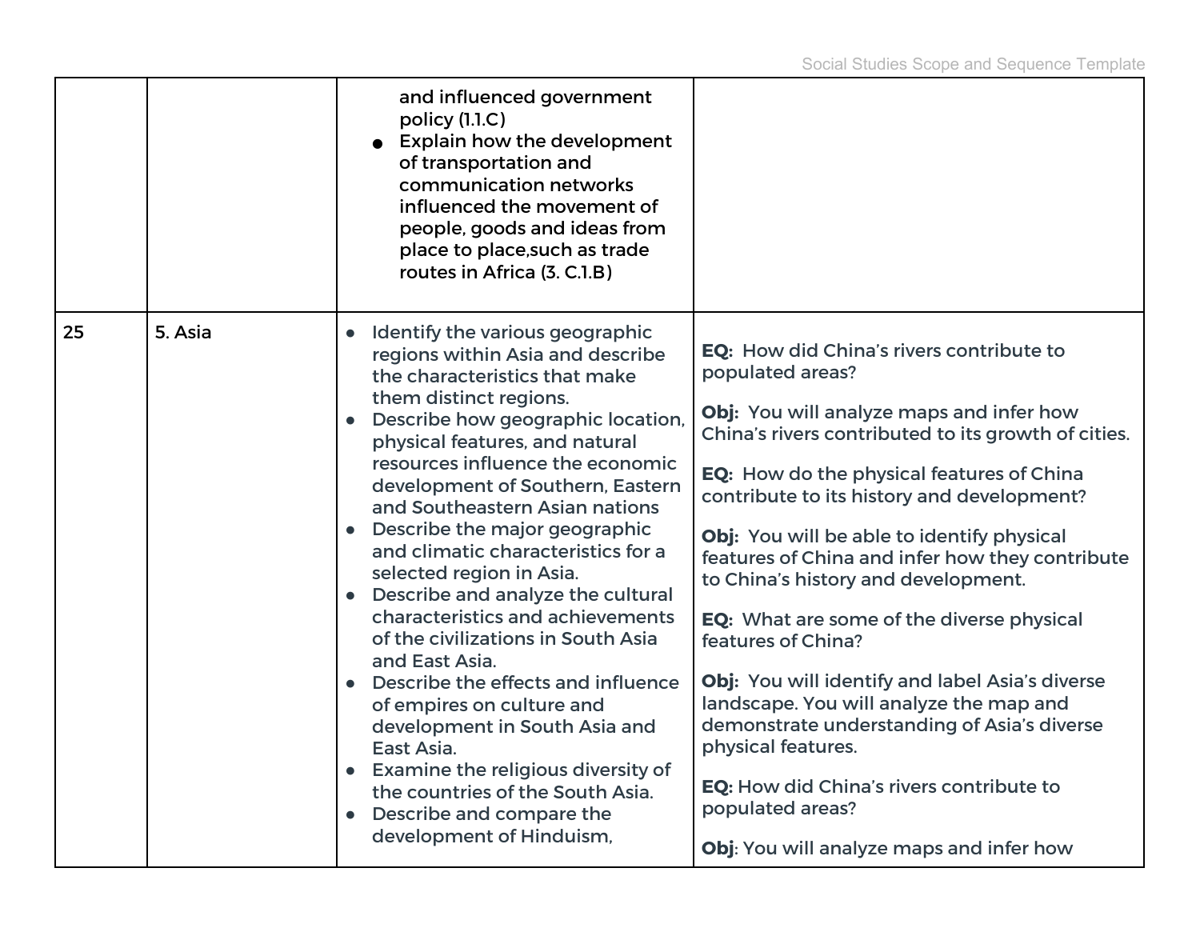| | | | |
|---|---|---|---|
| | | and influenced government policy (1.1.C)<br>● Explain how the development of transportation and communication networks influenced the movement of people, goods and ideas from place to place,such as trade routes in Africa (3. C.1.B) | |
| 25 | 5. Asia | ● Identify the various geographic regions within Asia and describe the characteristics that make them distinct regions.<br>● Describe how geographic location, physical features, and natural resources influence the economic development of Southern, Eastern and Southeastern Asian nations<br>● Describe the major geographic and climatic characteristics for a selected region in Asia.<br>● Describe and analyze the cultural characteristics and achievements of the civilizations in South Asia and East Asia.<br>● Describe the effects and influence of empires on culture and development in South Asia and East Asia.<br>● Examine the religious diversity of the countries of the South Asia.<br>● Describe and compare the development of Hinduism, | **EQ:** How did China's rivers contribute to populated areas?<br><br>**Obj:** You will analyze maps and infer how China's rivers contributed to its growth of cities.<br><br>**EQ:** How do the physical features of China contribute to its history and development?<br><br>**Obj:** You will be able to identify physical features of China and infer how they contribute to China's history and development.<br><br>**EQ:** What are some of the diverse physical features of China?<br><br>**Obj:** You will identify and label Asia's diverse landscape. You will analyze the map and demonstrate understanding of Asia's diverse physical features.<br><br>**EQ:** How did China's rivers contribute to populated areas?<br><br>**Obj**: You will analyze maps and infer how |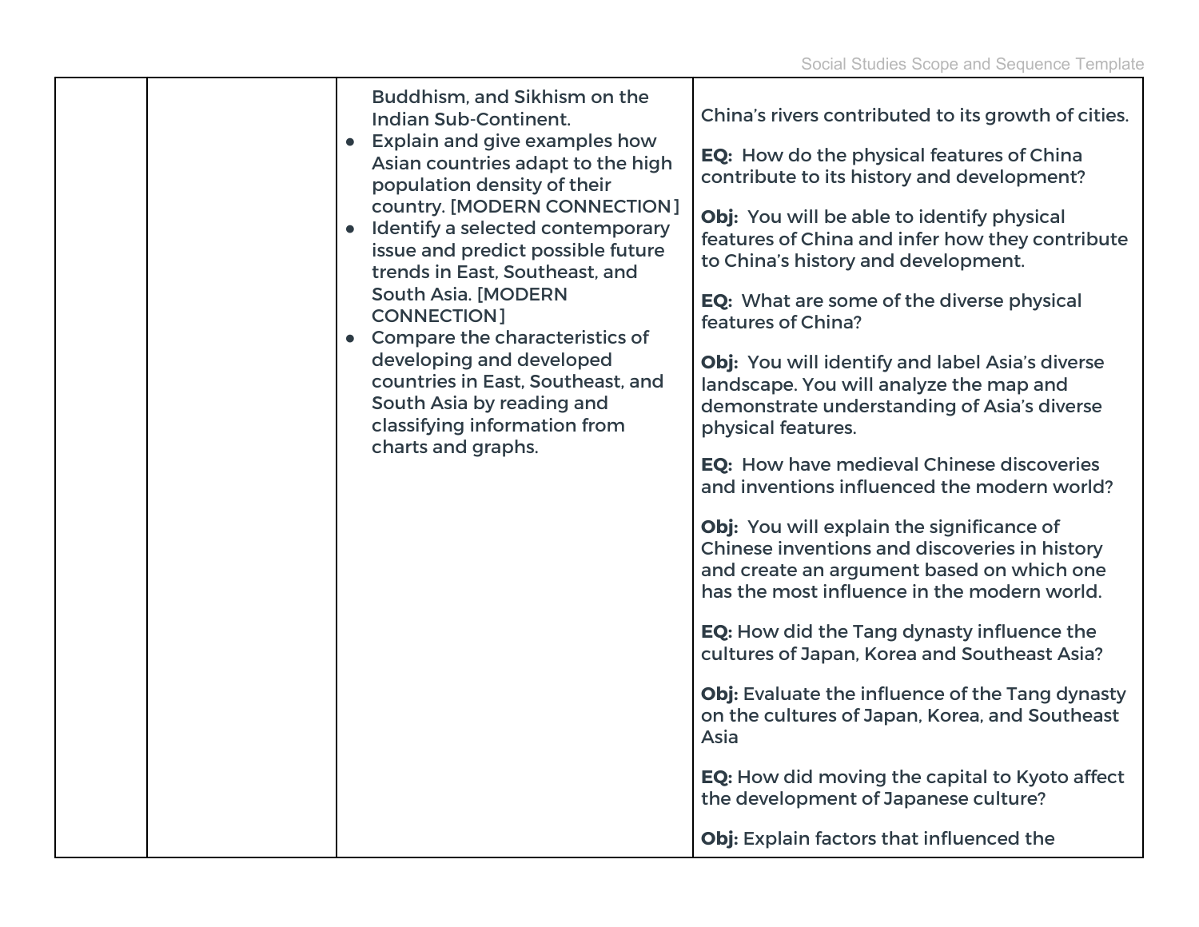| | | | |
|---|---|---|---|
| | | Buddhism, and Sikhism on the Indian Sub-Continent.<br>• Explain and give examples how Asian countries adapt to the high population density of their country. [MODERN CONNECTION]<br>• Identify a selected contemporary issue and predict possible future trends in East, Southeast, and South Asia. [MODERN CONNECTION]<br>• Compare the characteristics of developing and developed countries in East, Southeast, and South Asia by reading and classifying information from charts and graphs. | China's rivers contributed to its growth of cities.<br><br>**EQ:** How do the physical features of China contribute to its history and development?<br><br>**Obj:** You will be able to identify physical features of China and infer how they contribute to China's history and development.<br><br>**EQ:** What are some of the diverse physical features of China?<br><br>**Obj:** You will identify and label Asia's diverse landscape. You will analyze the map and demonstrate understanding of Asia's diverse physical features.<br><br>**EQ:** How have medieval Chinese discoveries and inventions influenced the modern world?<br><br>**Obj:** You will explain the significance of Chinese inventions and discoveries in history and create an argument based on which one has the most influence in the modern world.<br><br>**EQ:** How did the Tang dynasty influence the cultures of Japan, Korea and Southeast Asia?<br><br>**Obj:** Evaluate the influence of the Tang dynasty on the cultures of Japan, Korea, and Southeast Asia<br><br>**EQ:** How did moving the capital to Kyoto affect the development of Japanese culture?<br><br>**Obj:** Explain factors that influenced the |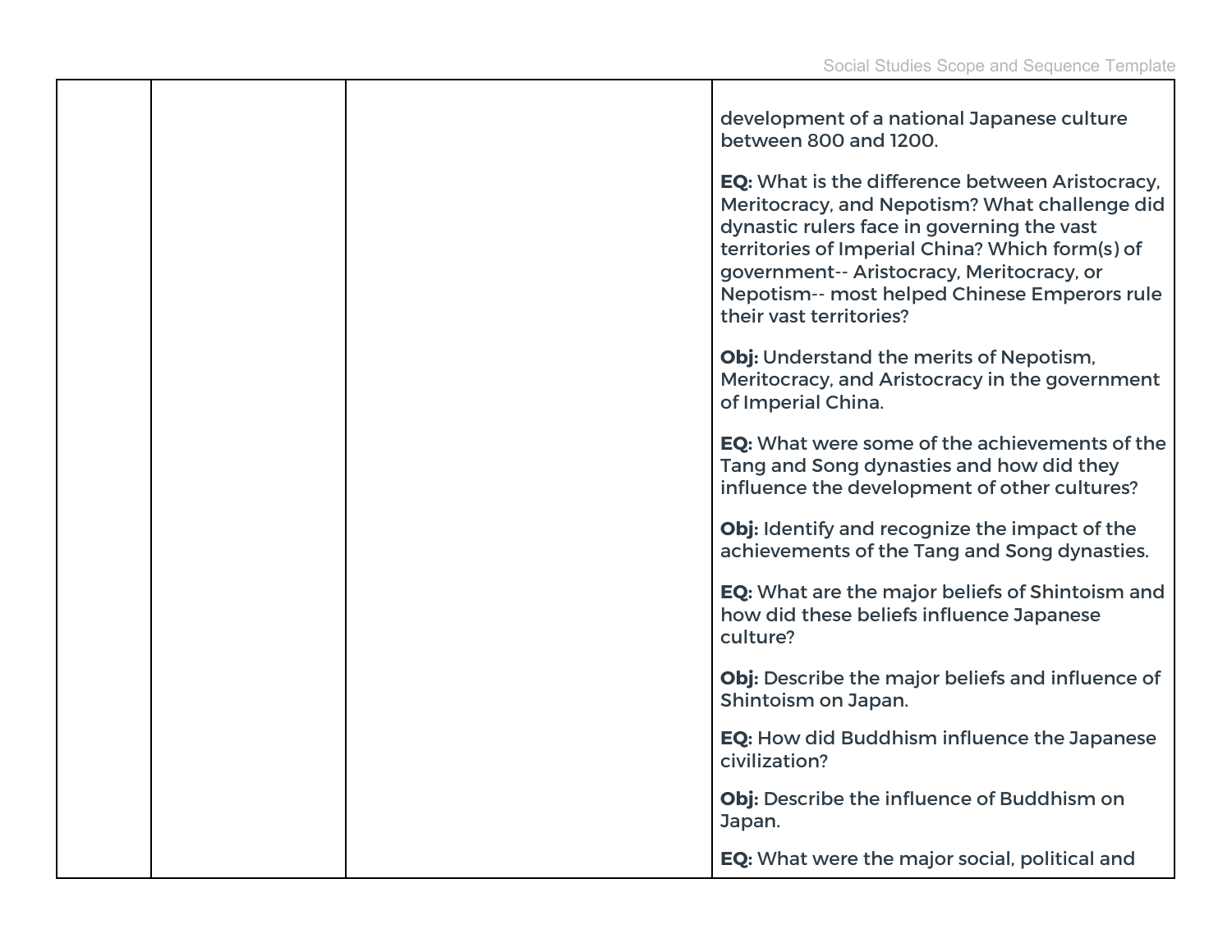| | | | |
|---|---|---|---|
| | | | development of a national Japanese culture between 800 and 1200.<br><br>**EQ:** What is the difference between Aristocracy, Meritocracy, and Nepotism? What challenge did dynastic rulers face in governing the vast territories of Imperial China? Which form(s) of government-- Aristocracy, Meritocracy, or Nepotism-- most helped Chinese Emperors rule their vast territories?<br><br>**Obj:** Understand the merits of Nepotism, Meritocracy, and Aristocracy in the government of Imperial China.<br><br>**EQ:** What were some of the achievements of the Tang and Song dynasties and how did they influence the development of other cultures?<br><br>**Obj:** Identify and recognize the impact of the achievements of the Tang and Song dynasties.<br><br>**EQ:** What are the major beliefs of Shintoism and how did these beliefs influence Japanese culture?<br><br>**Obj:** Describe the major beliefs and influence of Shintoism on Japan.<br><br>**EQ:** How did Buddhism influence the Japanese civilization?<br><br>**Obj:** Describe the influence of Buddhism on Japan.<br><br>**EQ:** What were the major social, political and |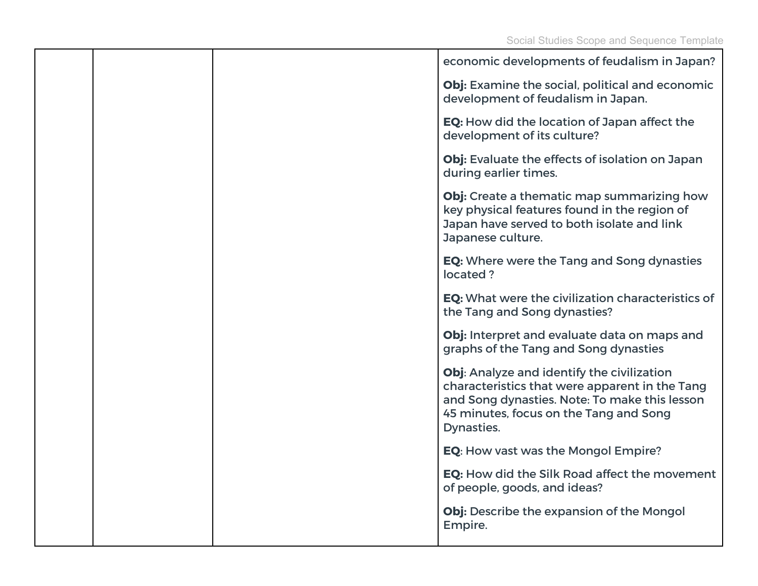|  |  |  | economic developments of feudalism in Japan?<br><br>**Obj:** Examine the social, political and economic development of feudalism in Japan.<br><br>**EQ:** How did the location of Japan affect the development of its culture?<br><br>**Obj:** Evaluate the effects of isolation on Japan during earlier times.<br><br>**Obj:** Create a thematic map summarizing how key physical features found in the region of Japan have served to both isolate and link Japanese culture.<br><br>**EQ:** Where were the Tang and Song dynasties located ?<br><br>**EQ:** What were the civilization characteristics of the Tang and Song dynasties?<br><br>**Obj:** Interpret and evaluate data on maps and graphs of the Tang and Song dynasties<br><br>**Obj**: Analyze and identify the civilization characteristics that were apparent in the Tang and Song dynasties. Note: To make this lesson 45 minutes, focus on the Tang and Song Dynasties.<br><br>**EQ**: How vast was the Mongol Empire?<br><br>**EQ:** How did the Silk Road affect the movement of people, goods, and ideas?<br><br>**Obj:** Describe the expansion of the Mongol Empire. |
|---|---|---|---|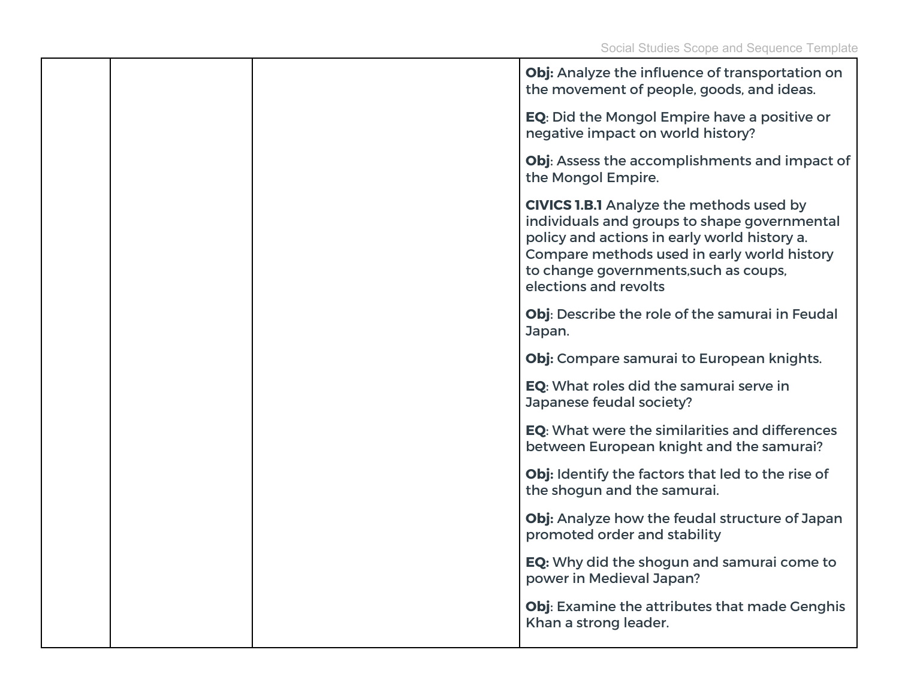| | | | **Obj:** Analyze the influence of transportation on the movement of people, goods, and ideas.<br><br>**EQ**: Did the Mongol Empire have a positive or negative impact on world history?<br><br>**Obj**: Assess the accomplishments and impact of the Mongol Empire.<br><br>**CIVICS 1.B.1** Analyze the methods used by individuals and groups to shape governmental policy and actions in early world history a. Compare methods used in early world history to change governments,such as coups, elections and revolts<br><br>**Obj**: Describe the role of the samurai in Feudal Japan.<br><br>**Obj:** Compare samurai to European knights.<br><br>**EQ**: What roles did the samurai serve in Japanese feudal society?<br><br>**EQ**: What were the similarities and differences between European knight and the samurai?<br><br>**Obj:** Identify the factors that led to the rise of the shogun and the samurai.<br><br>**Obj:** Analyze how the feudal structure of Japan promoted order and stability<br><br>**EQ:** Why did the shogun and samurai come to power in Medieval Japan?<br><br>**Obj**: Examine the attributes that made Genghis Khan a strong leader. |
|---|---|---|---|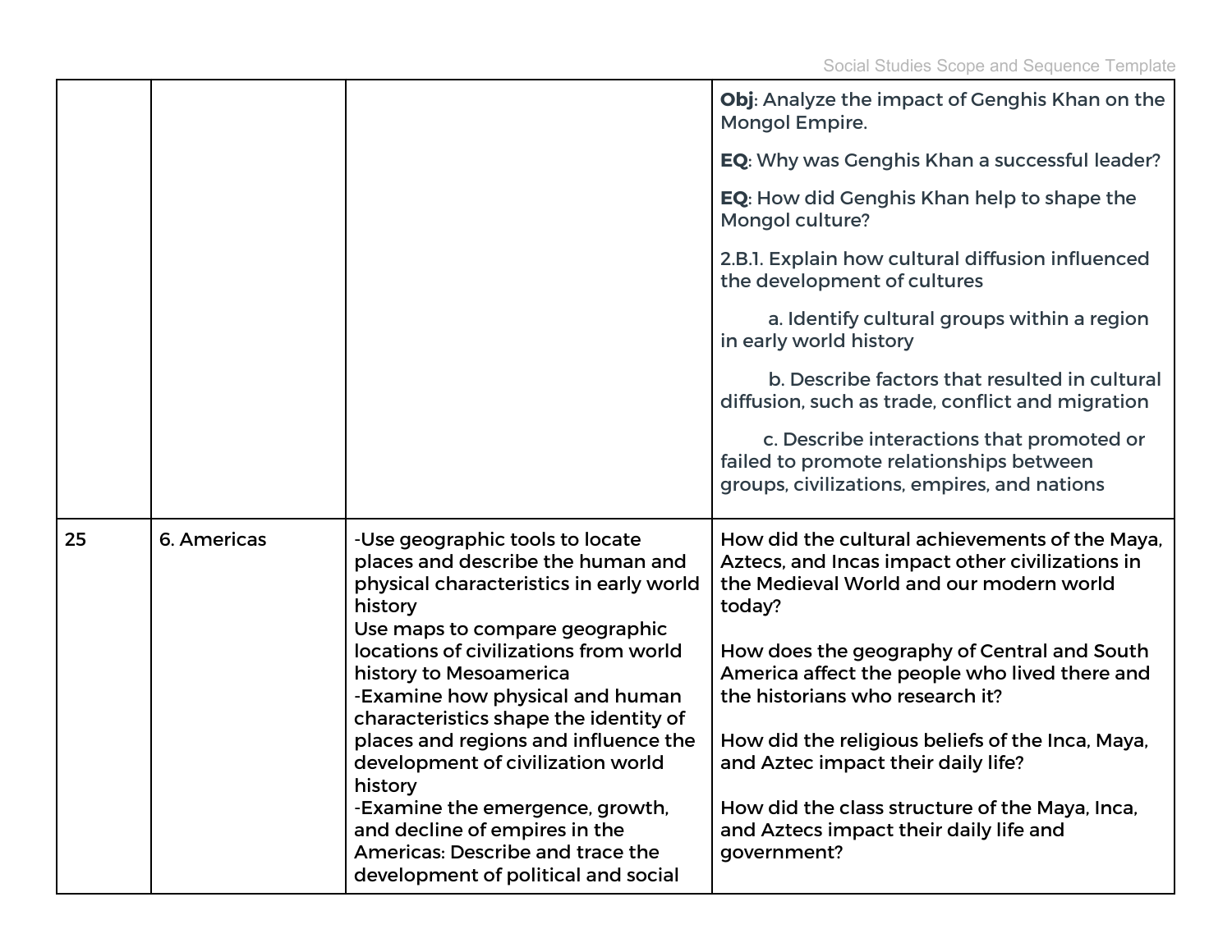| | | | |
|---|---|---|---|
| | | | **Obj**: Analyze the impact of Genghis Khan on the Mongol Empire.<br><br>**EQ**: Why was Genghis Khan a successful leader?<br><br>**EQ**: How did Genghis Khan help to shape the Mongol culture?<br><br>2.B.1. Explain how cultural diffusion influenced the development of cultures<br><br>a. Identify cultural groups within a region in early world history<br><br>b. Describe factors that resulted in cultural diffusion, such as trade, conflict and migration<br><br>c. Describe interactions that promoted or failed to promote relationships between groups, civilizations, empires, and nations |
| 25 | 6. Americas | -Use geographic tools to locate places and describe the human and physical characteristics in early world history<br>Use maps to compare geographic locations of civilizations from world history to Mesoamerica<br>-Examine how physical and human characteristics shape the identity of places and regions and influence the development of civilization world history<br>-Examine the emergence, growth, and decline of empires in the Americas: Describe and trace the development of political and social | How did the cultural achievements of the Maya, Aztecs, and Incas impact other civilizations in the Medieval World and our modern world today?<br><br>How does the geography of Central and South America affect the people who lived there and the historians who research it?<br><br>How did the religious beliefs of the Inca, Maya, and Aztec impact their daily life?<br><br>How did the class structure of the Maya, Inca, and Aztecs impact their daily life and government? |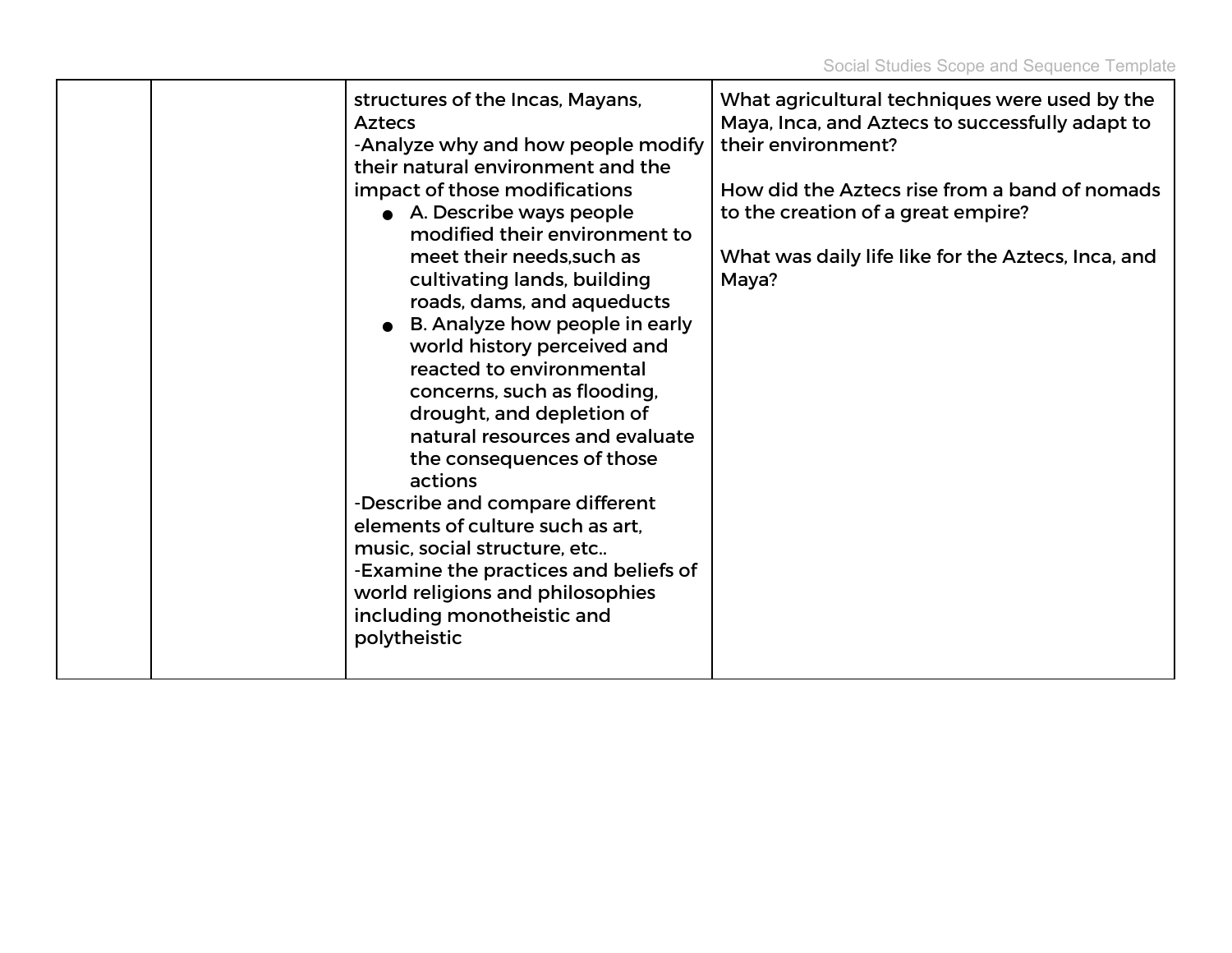| | | | |
|---|---|---|---|
| | | structures of the Incas, Mayans, Aztecs<br>-Analyze why and how people modify their natural environment and the impact of those modifications<br>● A. Describe ways people modified their environment to meet their needs,such as cultivating lands, building roads, dams, and aqueducts<br>● B. Analyze how people in early world history perceived and reacted to environmental concerns, such as flooding, drought, and depletion of natural resources and evaluate the consequences of those actions<br>-Describe and compare different elements of culture such as art, music, social structure, etc..<br>-Examine the practices and beliefs of world religions and philosophies including monotheistic and polytheistic | What agricultural techniques were used by the Maya, Inca, and Aztecs to successfully adapt to their environment?<br><br>How did the Aztecs rise from a band of nomads to the creation of a great empire?<br><br>What was daily life like for the Aztecs, Inca, and Maya? |